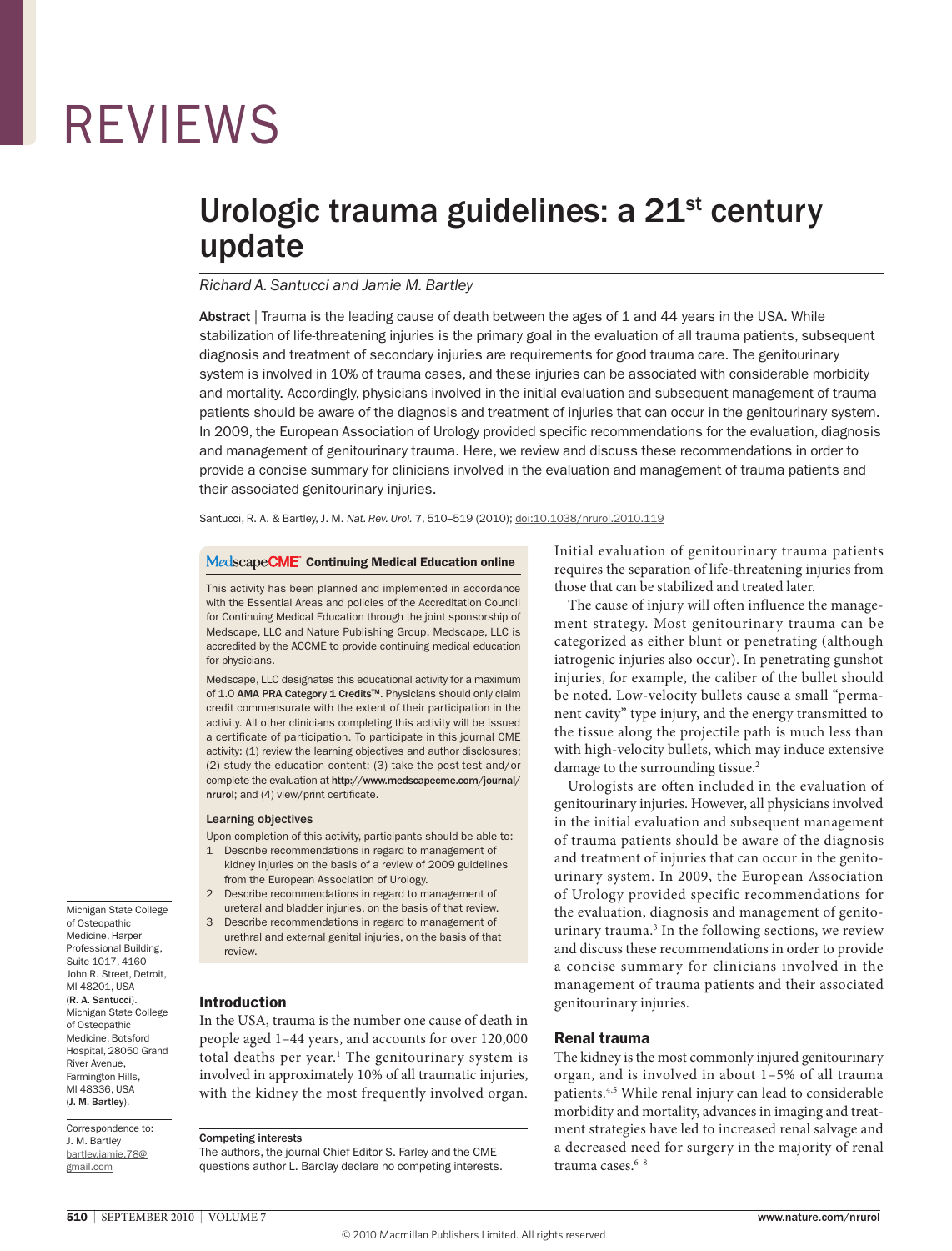REVIEWS

# Urologic trauma guidelines: a 21st century update

*Richard A. Santucci and Jamie M. Bartley*

**Abstract** | Trauma is the leading cause of death between the ages of 1 and 44 years in the USA. While stabilization of life-threatening injuries is the primary goal in the evaluation of all trauma patients, subsequent diagnosis and treatment of secondary injuries are requirements for good trauma care. The genitourinary system is involved in 10% of trauma cases, and these injuries can be associated with considerable morbidity and mortality. Accordingly, physicians involved in the initial evaluation and subsequent management of trauma patients should be aware of the diagnosis and treatment of injuries that can occur in the genitourinary system. In 2009, the European Association of Urology provided specific recommendations for the evaluation, diagnosis and management of genitourinary trauma. Here, we review and discuss these recommendations in order to provide a concise summary for clinicians involved in the evaluation and management of trauma patients and their associated genitourinary injuries.

Santucci, R. A. & Bartley, J. M. *Nat. Rev. Urol.* **7**, 510–519 (2010); doi:10.1038/nrurol.2010.119

**MedscapeCME Continuing Medical Education online**

This activity has been planned and implemented in accordance with the Essential Areas and policies of the Accreditation Council for Continuing Medical Education through the joint sponsorship of Medscape, LLC and Nature Publishing Group. Medscape, LLC is accredited by the ACCME to provide continuing medical education for physicians.

Medscape, LLC designates this educational activity for a maximum of 1.0 **AMA PRA Category 1 Credits™**. Physicians should only claim credit commensurate with the extent of their participation in the activity. All other clinicians completing this activity will be issued a certificate of participation. To participate in this journal CME activity: (1) review the learning objectives and author disclosures; (2) study the education content; (3) take the post-test and/or complete the evaluation at **http://www.medscapecme.com/journal/nrurol**; and (4) view/print certificate.

**Learning objectives**

Upon completion of this activity, participants should be able to:

1. Describe recommendations in regard to management of kidney injuries on the basis of a review of 2009 guidelines from the European Association of Urology.
2. Describe recommendations in regard to management of ureteral and bladder injuries, on the basis of that review.
3. Describe recommendations in regard to management of urethral and external genital injuries, on the basis of that review.

Michigan State College of Osteopathic Medicine, Harper Professional Building, Suite 1017, 4160 John R. Street, Detroit, MI 48201, USA (**R. A. Santucci**). Michigan State College of Osteopathic Medicine, Botsford Hospital, 28050 Grand River Avenue, Farmington Hills, MI 48336, USA (**J. M. Bartley**).

Correspondence to: J. M. Bartley bartley.jamie.78@gmail.com

**Competing interests**

The authors, the journal Chief Editor S. Farley and the CME questions author L. Barclay declare no competing interests.

## Introduction

In the USA, trauma is the number one cause of death in people aged 1–44 years, and accounts for over 120,000 total deaths per year.[1] The genitourinary system is involved in approximately 10% of all traumatic injuries, with the kidney the most frequently involved organ. Initial evaluation of genitourinary trauma patients requires the separation of life-threatening injuries from those that can be stabilized and treated later.

The cause of injury will often influence the management strategy. Most genitourinary trauma can be categorized as either blunt or penetrating (although iatrogenic injuries also occur). In penetrating gunshot injuries, for example, the caliber of the bullet should be noted. Low-velocity bullets cause a small "permanent cavity" type injury, and the energy transmitted to the tissue along the projectile path is much less than with high-velocity bullets, which may induce extensive damage to the surrounding tissue.[2]

Urologists are often included in the evaluation of genitourinary injuries. However, all physicians involved in the initial evaluation and subsequent management of trauma patients should be aware of the diagnosis and treatment of injuries that can occur in the genitourinary system. In 2009, the European Association of Urology provided specific recommendations for the evaluation, diagnosis and management of genitourinary trauma.[3] In the following sections, we review and discuss these recommendations in order to provide a concise summary for clinicians involved in the management of trauma patients and their associated genitourinary injuries.

## Renal trauma

The kidney is the most commonly injured genitourinary organ, and is involved in about 1–5% of all trauma patients.[4,5] While renal injury can lead to considerable morbidity and mortality, advances in imaging and treatment strategies have led to increased renal salvage and a decreased need for surgery in the majority of renal trauma cases.[6–8]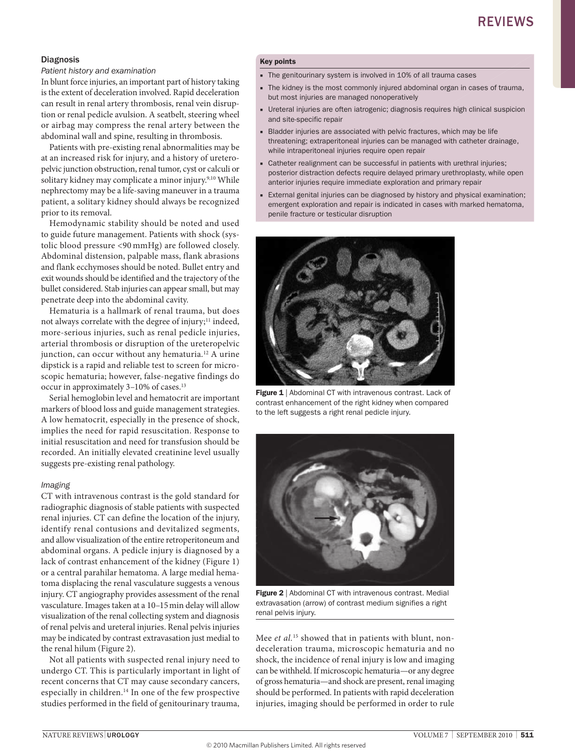## Diagnosis

### *Patient history and examination*

In blunt force injuries, an important part of history taking is the extent of deceleration involved. Rapid deceleration can result in renal artery thrombosis, renal vein disruption or renal pedicle avulsion. A seatbelt, steering wheel or airbag may compress the renal artery between the abdominal wall and spine, resulting in thrombosis.

Patients with pre-existing renal abnormalities may be at an increased risk for injury, and a history of ureteropelvic junction obstruction, renal tumor, cyst or calculi or solitary kidney may complicate a minor injury.[9,10] While nephrectomy may be a life-saving maneuver in a trauma patient, a solitary kidney should always be recognized prior to its removal.

Hemodynamic stability should be noted and used to guide future management. Patients with shock (systolic blood pressure <90 mmHg) are followed closely. Abdominal distension, palpable mass, flank abrasions and flank ecchymoses should be noted. Bullet entry and exit wounds should be identified and the trajectory of the bullet considered. Stab injuries can appear small, but may penetrate deep into the abdominal cavity.

Hematuria is a hallmark of renal trauma, but does not always correlate with the degree of injury;[11] indeed, more-serious injuries, such as renal pedicle injuries, arterial thrombosis or disruption of the ureteropelvic junction, can occur without any hematuria.[12] A urine dipstick is a rapid and reliable test to screen for microscopic hematuria; however, false-negative findings do occur in approximately 3–10% of cases.[13]

Serial hemoglobin level and hematocrit are important markers of blood loss and guide management strategies. A low hematocrit, especially in the presence of shock, implies the need for rapid resuscitation. Response to initial resuscitation and need for transfusion should be recorded. An initially elevated creatinine level usually suggests pre-existing renal pathology.

### *Imaging*

CT with intravenous contrast is the gold standard for radiographic diagnosis of stable patients with suspected renal injuries. CT can define the location of the injury, identify renal contusions and devitalized segments, and allow visualization of the entire retroperitoneum and abdominal organs. A pedicle injury is diagnosed by a lack of contrast enhancement of the kidney (Figure 1) or a central parahilar hematoma. A large medial hematoma displacing the renal vasculature suggests a venous injury. CT angiography provides assessment of the renal vasculature. Images taken at a 10–15 min delay will allow visualization of the renal collecting system and diagnosis of renal pelvis and ureteral injuries. Renal pelvis injuries may be indicated by contrast extravasation just medial to the renal hilum (Figure 2).

Not all patients with suspected renal injury need to undergo CT. This is particularly important in light of recent concerns that CT may cause secondary cancers, especially in children.[14] In one of the few prospective studies performed in the field of genitourinary trauma, Mee *et al.*[15] showed that in patients with blunt, non-deceleration trauma, microscopic hematuria and no shock, the incidence of renal injury is low and imaging can be withheld. If microscopic hematuria—or any degree of gross hematuria—and shock are present, renal imaging should be performed. In patients with rapid deceleration injuries, imaging should be performed in order to rule

**Key points**

- The genitourinary system is involved in 10% of all trauma cases
- The kidney is the most commonly injured abdominal organ in cases of trauma, but most injuries are managed nonoperatively
- Ureteral injuries are often iatrogenic; diagnosis requires high clinical suspicion and site-specific repair
- Bladder injuries are associated with pelvic fractures, which may be life threatening; extraperitoneal injuries can be managed with catheter drainage, while intraperitoneal injuries require open repair
- Catheter realignment can be successful in patients with urethral injuries; posterior distraction defects require delayed primary urethroplasty, while open anterior injuries require immediate exploration and primary repair
- External genital injuries can be diagnosed by history and physical examination; emergent exploration and repair is indicated in cases with marked hematoma, penile fracture or testicular disruption

**Figure 1** | Abdominal CT with intravenous contrast. Lack of contrast enhancement of the right kidney when compared to the left suggests a right renal pedicle injury.

**Figure 2** | Abdominal CT with intravenous contrast. Medial extravasation (arrow) of contrast medium signifies a right renal pelvis injury.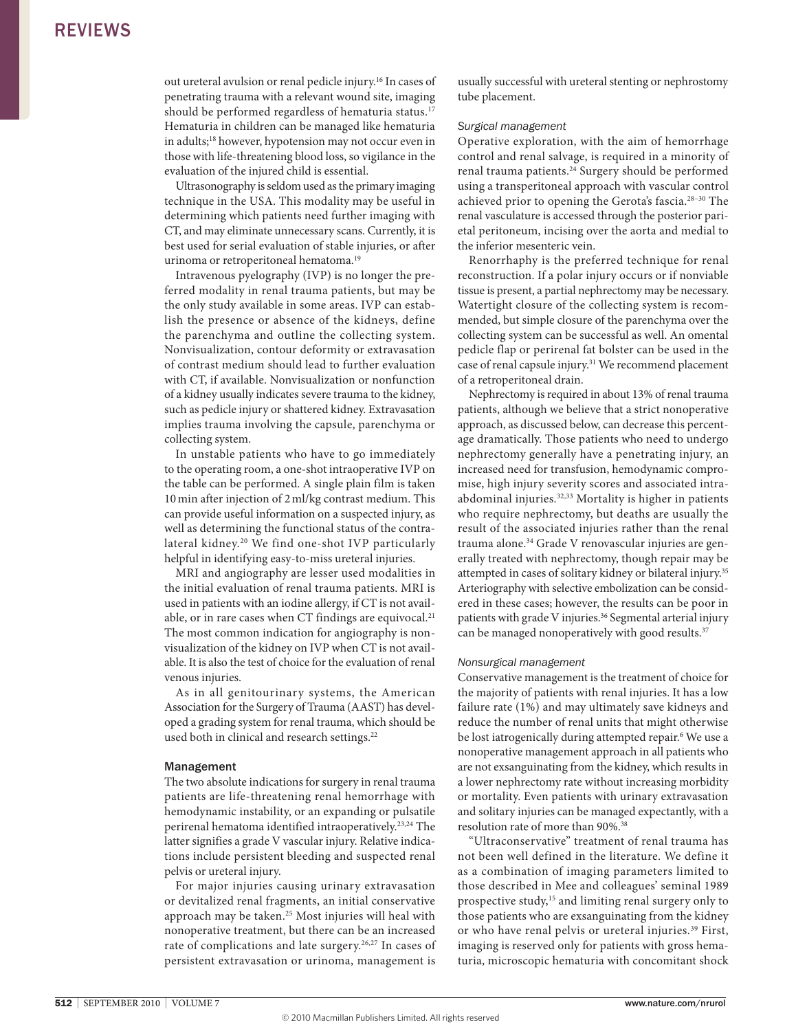out ureteral avulsion or renal pedicle injury.[16] In cases of penetrating trauma with a relevant wound site, imaging should be performed regardless of hematuria status.[17] Hematuria in children can be managed like hematuria in adults;[18] however, hypotension may not occur even in those with life-threatening blood loss, so vigilance in the evaluation of the injured child is essential.

Ultrasonography is seldom used as the primary imaging technique in the USA. This modality may be useful in determining which patients need further imaging with CT, and may eliminate unnecessary scans. Currently, it is best used for serial evaluation of stable injuries, or after urinoma or retroperitoneal hematoma.[19]

Intravenous pyelography (IVP) is no longer the preferred modality in renal trauma patients, but may be the only study available in some areas. IVP can establish the presence or absence of the kidneys, define the parenchyma and outline the collecting system. Nonvisualization, contour deformity or extravasation of contrast medium should lead to further evaluation with CT, if available. Nonvisualization or nonfunction of a kidney usually indicates severe trauma to the kidney, such as pedicle injury or shattered kidney. Extravasation implies trauma involving the capsule, parenchyma or collecting system.

In unstable patients who have to go immediately to the operating room, a one-shot intraoperative IVP on the table can be performed. A single plain film is taken 10 min after injection of 2 ml/kg contrast medium. This can provide useful information on a suspected injury, as well as determining the functional status of the contralateral kidney.[20] We find one-shot IVP particularly helpful in identifying easy-to-miss ureteral injuries.

MRI and angiography are lesser used modalities in the initial evaluation of renal trauma patients. MRI is used in patients with an iodine allergy, if CT is not available, or in rare cases when CT findings are equivocal.[21] The most common indication for angiography is nonvisualization of the kidney on IVP when CT is not available. It is also the test of choice for the evaluation of renal venous injuries.

As in all genitourinary systems, the American Association for the Surgery of Trauma (AAST) has developed a grading system for renal trauma, which should be used both in clinical and research settings.[22]

## Management

The two absolute indications for surgery in renal trauma patients are life-threatening renal hemorrhage with hemodynamic instability, or an expanding or pulsatile perirenal hematoma identified intraoperatively.[23,24] The latter signifies a grade V vascular injury. Relative indications include persistent bleeding and suspected renal pelvis or ureteral injury.

For major injuries causing urinary extravasation or devitalized renal fragments, an initial conservative approach may be taken.[25] Most injuries will heal with nonoperative treatment, but there can be an increased rate of complications and late surgery.[26,27] In cases of persistent extravasation or urinoma, management is usually successful with ureteral stenting or nephrostomy tube placement.

### *Surgical management*

Operative exploration, with the aim of hemorrhage control and renal salvage, is required in a minority of renal trauma patients.[24] Surgery should be performed using a transperitoneal approach with vascular control achieved prior to opening the Gerota's fascia.[28–30] The renal vasculature is accessed through the posterior parietal peritoneum, incising over the aorta and medial to the inferior mesenteric vein.

Renorrhaphy is the preferred technique for renal reconstruction. If a polar injury occurs or if nonviable tissue is present, a partial nephrectomy may be necessary. Watertight closure of the collecting system is recommended, but simple closure of the parenchyma over the collecting system can be successful as well. An omental pedicle flap or perirenal fat bolster can be used in the case of renal capsule injury.[31] We recommend placement of a retroperitoneal drain.

Nephrectomy is required in about 13% of renal trauma patients, although we believe that a strict nonoperative approach, as discussed below, can decrease this percentage dramatically. Those patients who need to undergo nephrectomy generally have a penetrating injury, an increased need for transfusion, hemodynamic compromise, high injury severity scores and associated intra-abdominal injuries.[32,33] Mortality is higher in patients who require nephrectomy, but deaths are usually the result of the associated injuries rather than the renal trauma alone.[34] Grade V renovascular injuries are generally treated with nephrectomy, though repair may be attempted in cases of solitary kidney or bilateral injury.[35] Arteriography with selective embolization can be considered in these cases; however, the results can be poor in patients with grade V injuries.[36] Segmental arterial injury can be managed nonoperatively with good results.[37]

### *Nonsurgical management*

Conservative management is the treatment of choice for the majority of patients with renal injuries. It has a low failure rate (1%) and may ultimately save kidneys and reduce the number of renal units that might otherwise be lost iatrogenically during attempted repair.[6] We use a nonoperative management approach in all patients who are not exsanguinating from the kidney, which results in a lower nephrectomy rate without increasing morbidity or mortality. Even patients with urinary extravasation and solitary injuries can be managed expectantly, with a resolution rate of more than 90%.[38]

"Ultraconservative" treatment of renal trauma has not been well defined in the literature. We define it as a combination of imaging parameters limited to those described in Mee and colleagues' seminal 1989 prospective study,[15] and limiting renal surgery only to those patients who are exsanguinating from the kidney or who have renal pelvis or ureteral injuries.[39] First, imaging is reserved only for patients with gross hematuria, microscopic hematuria with concomitant shock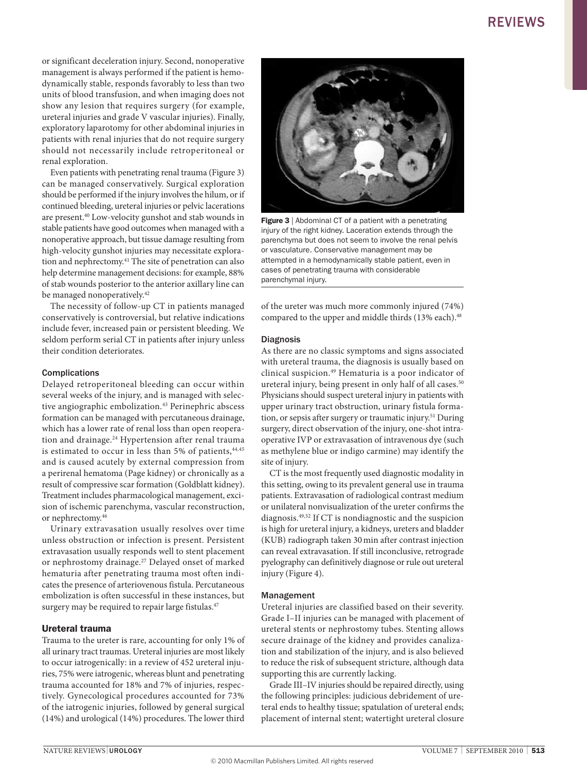or significant deceleration injury. Second, nonoperative management is always performed if the patient is hemodynamically stable, responds favorably to less than two units of blood transfusion, and when imaging does not show any lesion that requires surgery (for example, ureteral injuries and grade V vascular injuries). Finally, exploratory laparotomy for other abdominal injuries in patients with renal injuries that do not require surgery should not necessarily include retroperitoneal or renal exploration.

Even patients with penetrating renal trauma (Figure 3) can be managed conservatively. Surgical exploration should be performed if the injury involves the hilum, or if continued bleeding, ureteral injuries or pelvic lacerations are present.[40] Low-velocity gunshot and stab wounds in stable patients have good outcomes when managed with a nonoperative approach, but tissue damage resulting from high-velocity gunshot injuries may necessitate exploration and nephrectomy.[41] The site of penetration can also help determine management decisions: for example, 88% of stab wounds posterior to the anterior axillary line can be managed nonoperatively.[42]

The necessity of follow-up CT in patients managed conservatively is controversial, but relative indications include fever, increased pain or persistent bleeding. We seldom perform serial CT in patients after injury unless their condition deteriorates.

### Complications

Delayed retroperitoneal bleeding can occur within several weeks of the injury, and is managed with selective angiographic embolization.[43] Perinephric abscess formation can be managed with percutaneous drainage, which has a lower rate of renal loss than open reoperation and drainage.[24] Hypertension after renal trauma is estimated to occur in less than 5% of patients,[44,45] and is caused acutely by external compression from a perirenal hematoma (Page kidney) or chronically as a result of compressive scar formation (Goldblatt kidney). Treatment includes pharmacological management, excision of ischemic parenchyma, vascular reconstruction, or nephrectomy.[46]

Urinary extravasation usually resolves over time unless obstruction or infection is present. Persistent extravasation usually responds well to stent placement or nephrostomy drainage.[27] Delayed onset of marked hematuria after penetrating trauma most often indicates the presence of arteriovenous fistula. Percutaneous embolization is often successful in these instances, but surgery may be required to repair large fistulas.[47]

## Ureteral trauma

Trauma to the ureter is rare, accounting for only 1% of all urinary tract traumas. Ureteral injuries are most likely to occur iatrogenically: in a review of 452 ureteral injuries, 75% were iatrogenic, whereas blunt and penetrating trauma accounted for 18% and 7% of injuries, respectively. Gynecological procedures accounted for 73% of the iatrogenic injuries, followed by general surgical (14%) and urological (14%) procedures. The lower third of the ureter was much more commonly injured (74%) compared to the upper and middle thirds (13% each).[48]

**Figure 3** | Abdominal CT of a patient with a penetrating injury of the right kidney. Laceration extends through the parenchyma but does not seem to involve the renal pelvis or vasculature. Conservative management may be attempted in a hemodynamically stable patient, even in cases of penetrating trauma with considerable parenchymal injury.

### Diagnosis

As there are no classic symptoms and signs associated with ureteral trauma, the diagnosis is usually based on clinical suspicion.[49] Hematuria is a poor indicator of ureteral injury, being present in only half of all cases.[50] Physicians should suspect ureteral injury in patients with upper urinary tract obstruction, urinary fistula formation, or sepsis after surgery or traumatic injury.[51] During surgery, direct observation of the injury, one-shot intraoperative IVP or extravasation of intravenous dye (such as methylene blue or indigo carmine) may identify the site of injury.

CT is the most frequently used diagnostic modality in this setting, owing to its prevalent general use in trauma patients. Extravasation of radiological contrast medium or unilateral nonvisualization of the ureter confirms the diagnosis.[49,52] If CT is nondiagnostic and the suspicion is high for ureteral injury, a kidneys, ureters and bladder (KUB) radiograph taken 30 min after contrast injection can reveal extravasation. If still inconclusive, retrograde pyelography can definitively diagnose or rule out ureteral injury (Figure 4).

### Management

Ureteral injuries are classified based on their severity. Grade I–II injuries can be managed with placement of ureteral stents or nephrostomy tubes. Stenting allows secure drainage of the kidney and provides canalization and stabilization of the injury, and is also believed to reduce the risk of subsequent stricture, although data supporting this are currently lacking.

Grade III–IV injuries should be repaired directly, using the following principles: judicious debridement of ureteral ends to healthy tissue; spatulation of ureteral ends; placement of internal stent; watertight ureteral closure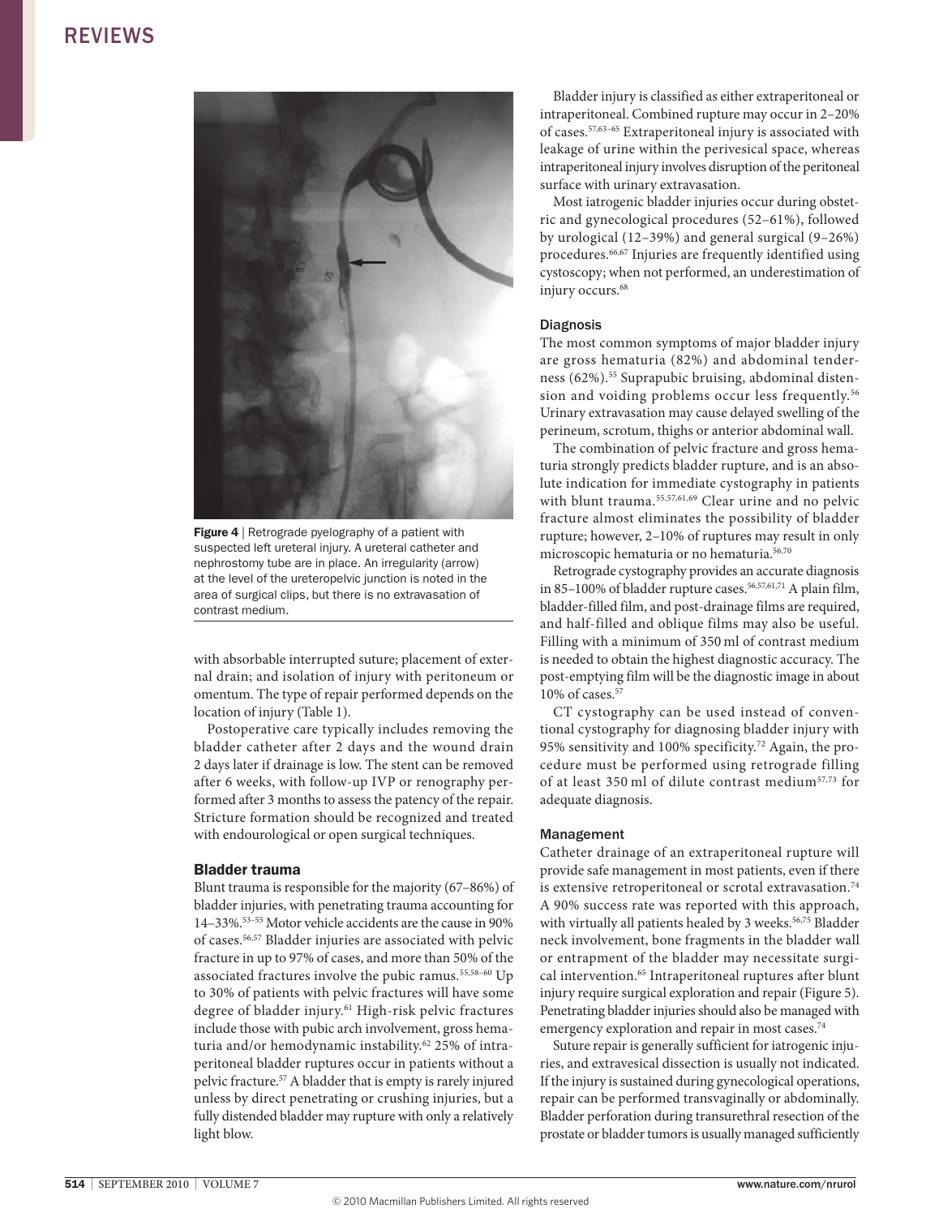Figure 4 | Retrograde pyelography of a patient with suspected left ureteral injury. A ureteral catheter and nephrostomy tube are in place. An irregularity (arrow) at the level of the ureteropelvic junction is noted in the area of surgical clips, but there is no extravasation of contrast medium.

with absorbable interrupted suture; placement of external drain; and isolation of injury with peritoneum or omentum. The type of repair performed depends on the location of injury (Table 1).

Postoperative care typically includes removing the bladder catheter after 2 days and the wound drain 2 days later if drainage is low. The stent can be removed after 6 weeks, with follow-up IVP or renography performed after 3 months to assess the patency of the repair. Stricture formation should be recognized and treated with endourological or open surgical techniques.

## Bladder trauma

Blunt trauma is responsible for the majority (67–86%) of bladder injuries, with penetrating trauma accounting for 14–33%.[53–55] Motor vehicle accidents are the cause in 90% of cases.[56,57] Bladder injuries are associated with pelvic fracture in up to 97% of cases, and more than 50% of the associated fractures involve the pubic ramus.[55,58–60] Up to 30% of patients with pelvic fractures will have some degree of bladder injury.[61] High-risk pelvic fractures include those with pubic arch involvement, gross hematuria and/or hemodynamic instability.[62] 25% of intraperitoneal bladder ruptures occur in patients without a pelvic fracture.[57] A bladder that is empty is rarely injured unless by direct penetrating or crushing injuries, but a fully distended bladder may rupture with only a relatively light blow.

Bladder injury is classified as either extraperitoneal or intraperitoneal. Combined rupture may occur in 2–20% of cases.[57,63–65] Extraperitoneal injury is associated with leakage of urine within the perivesical space, whereas intraperitoneal injury involves disruption of the peritoneal surface with urinary extravasation.

Most iatrogenic bladder injuries occur during obstetric and gynecological procedures (52–61%), followed by urological (12–39%) and general surgical (9–26%) procedures.[66,67] Injuries are frequently identified using cystoscopy; when not performed, an underestimation of injury occurs.[68]

### Diagnosis

The most common symptoms of major bladder injury are gross hematuria (82%) and abdominal tenderness (62%).[55] Suprapubic bruising, abdominal distension and voiding problems occur less frequently.[56] Urinary extravasation may cause delayed swelling of the perineum, scrotum, thighs or anterior abdominal wall.

The combination of pelvic fracture and gross hematuria strongly predicts bladder rupture, and is an absolute indication for immediate cystography in patients with blunt trauma.[55,57,61,69] Clear urine and no pelvic fracture almost eliminates the possibility of bladder rupture; however, 2–10% of ruptures may result in only microscopic hematuria or no hematuria.[56,70]

Retrograde cystography provides an accurate diagnosis in 85–100% of bladder rupture cases.[56,57,61,71] A plain film, bladder-filled film, and post-drainage films are required, and half-filled and oblique films may also be useful. Filling with a minimum of 350 ml of contrast medium is needed to obtain the highest diagnostic accuracy. The post-emptying film will be the diagnostic image in about 10% of cases.[57]

CT cystography can be used instead of conventional cystography for diagnosing bladder injury with 95% sensitivity and 100% specificity.[72] Again, the procedure must be performed using retrograde filling of at least 350 ml of dilute contrast medium[57,73] for adequate diagnosis.

### Management

Catheter drainage of an extraperitoneal rupture will provide safe management in most patients, even if there is extensive retroperitoneal or scrotal extravasation.[74] A 90% success rate was reported with this approach, with virtually all patients healed by 3 weeks.[56,75] Bladder neck involvement, bone fragments in the bladder wall or entrapment of the bladder may necessitate surgical intervention.[65] Intraperitoneal ruptures after blunt injury require surgical exploration and repair (Figure 5). Penetrating bladder injuries should also be managed with emergency exploration and repair in most cases.[74]

Suture repair is generally sufficient for iatrogenic injuries, and extravesical dissection is usually not indicated. If the injury is sustained during gynecological operations, repair can be performed transvaginally or abdominally. Bladder perforation during transurethral resection of the prostate or bladder tumors is usually managed sufficiently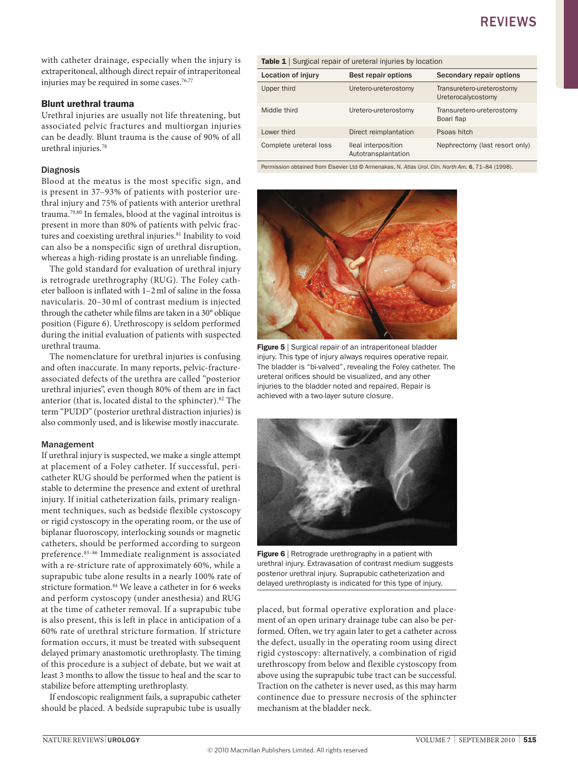with catheter drainage, especially when the injury is extraperitoneal, although direct repair of intraperitoneal injuries may be required in some cases.[76,77]

### Blunt urethral trauma

Urethral injuries are usually not life threatening, but associated pelvic fractures and multiorgan injuries can be deadly. Blunt trauma is the cause of 90% of all urethral injuries.[78]

#### Diagnosis

Blood at the meatus is the most specific sign, and is present in 37–93% of patients with posterior urethral injury and 75% of patients with anterior urethral trauma.[79,80] In females, blood at the vaginal introitus is present in more than 80% of patients with pelvic fractures and coexisting urethral injuries.[81] Inability to void can also be a nonspecific sign of urethral disruption, whereas a high-riding prostate is an unreliable finding.

The gold standard for evaluation of urethral injury is retrograde urethrography (RUG). The Foley catheter balloon is inflated with 1–2 ml of saline in the fossa navicularis. 20–30 ml of contrast medium is injected through the catheter while films are taken in a 30° oblique position (Figure 6). Urethroscopy is seldom performed during the initial evaluation of patients with suspected urethral trauma.

The nomenclature for urethral injuries is confusing and often inaccurate. In many reports, pelvic-fracture-associated defects of the urethra are called "posterior urethral injuries", even though 80% of them are in fact anterior (that is, located distal to the sphincter).[82] The term "PUDD" (posterior urethral distraction injuries) is also commonly used, and is likewise mostly inaccurate.

#### Management

If urethral injury is suspected, we make a single attempt at placement of a Foley catheter. If successful, pericatheter RUG should be performed when the patient is stable to determine the presence and extent of urethral injury. If initial catheterization fails, primary realignment techniques, such as bedside flexible cystoscopy or rigid cystoscopy in the operating room, or the use of biplanar fluoroscopy, interlocking sounds or magnetic catheters, should be performed according to surgeon preference.[83–86] Immediate realignment is associated with a re-stricture rate of approximately 60%, while a suprapubic tube alone results in a nearly 100% rate of stricture formation.[84] We leave a catheter in for 6 weeks and perform cystoscopy (under anesthesia) and RUG at the time of catheter removal. If a suprapubic tube is also present, this is left in place in anticipation of a 60% rate of urethral stricture formation. If stricture formation occurs, it must be treated with subsequent delayed primary anastomotic urethroplasty. The timing of this procedure is a subject of debate, but we wait at least 3 months to allow the tissue to heal and the scar to stabilize before attempting urethroplasty.

If endoscopic realignment fails, a suprapubic catheter should be placed. A bedside suprapubic tube is usually placed, but formal operative exploration and placement of an open urinary drainage tube can also be performed. Often, we try again later to get a catheter across the defect, usually in the operating room using direct rigid cystoscopy: alternatively, a combination of rigid urethroscopy from below and flexible cystoscopy from above using the suprapubic tube tract can be successful. Traction on the catheter is never used, as this may harm continence due to pressure necrosis of the sphincter mechanism at the bladder neck.

**Table 1** | Surgical repair of ureteral injuries by location

| Location of injury | Best repair options | Secondary repair options |
|---|---|---|
| Upper third | Uretero-ureterostomy | Transuretero-ureterostomy Ureterocalycostomy |
| Middle third | Uretero-ureterostomy | Transuretero-ureterostomy Boari flap |
| Lower third | Direct reimplantation | Psoas hitch |
| Complete ureteral loss | Ileal interposition Autotransplantation | Nephrectomy (last resort only) |

Permission obtained from Elsevier Ltd © Armenakas, N. *Atlas Urol. Clin. North Am.* **6**, 71–84 (1998).

**Figure 5** | Surgical repair of an intraperitoneal bladder injury. This type of injury always requires operative repair. The bladder is "bi-valved", revealing the Foley catheter. The ureteral orifices should be visualized, and any other injuries to the bladder noted and repaired. Repair is achieved with a two-layer suture closure.

**Figure 6** | Retrograde urethrography in a patient with urethral injury. Extravasation of contrast medium suggests posterior urethral injury. Suprapubic catheterization and delayed urethroplasty is indicated for this type of injury.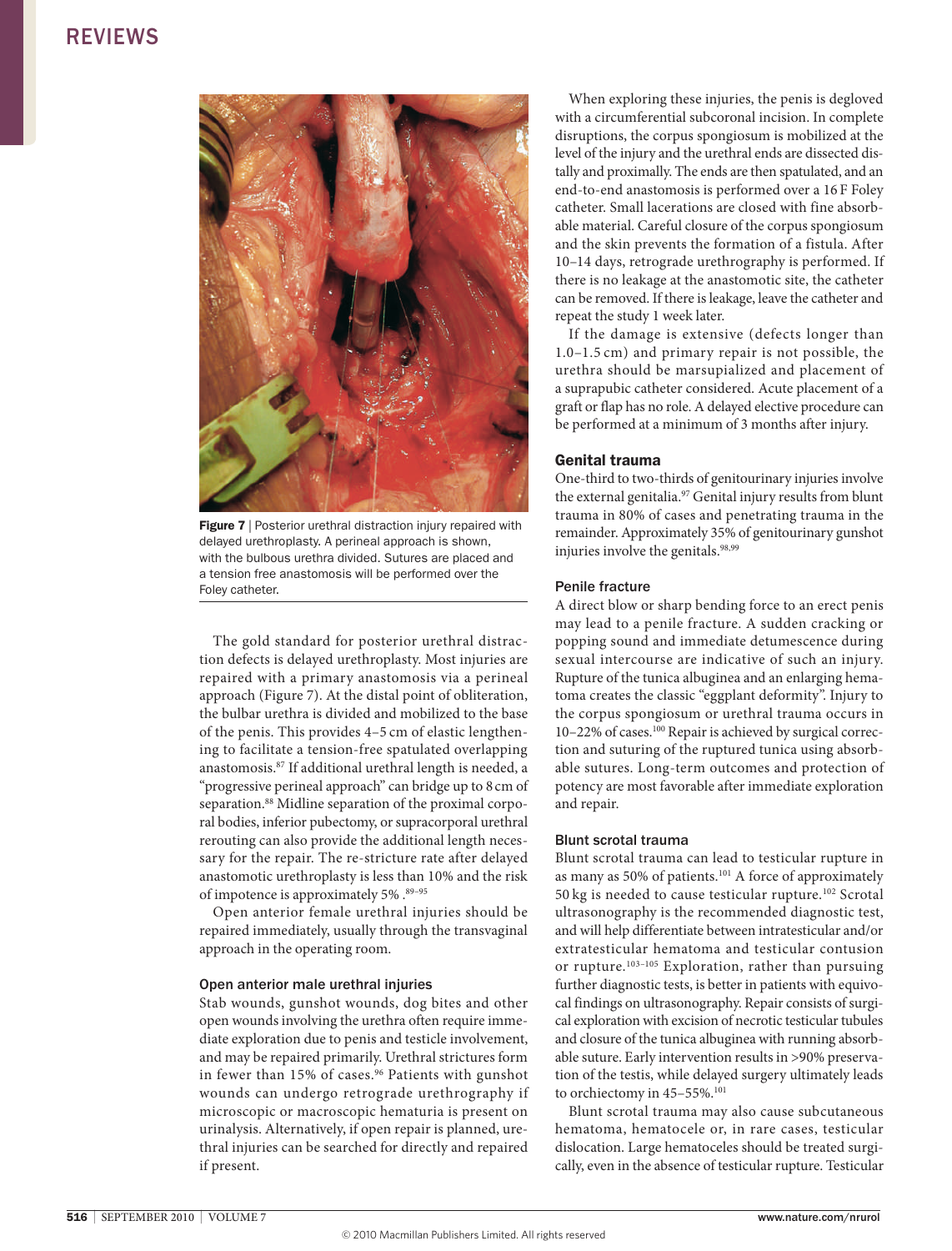Figure 7 | Posterior urethral distraction injury repaired with delayed urethroplasty. A perineal approach is shown, with the bulbous urethra divided. Sutures are placed and a tension free anastomosis will be performed over the Foley catheter.

The gold standard for posterior urethral distraction defects is delayed urethroplasty. Most injuries are repaired with a primary anastomosis via a perineal approach (Figure 7). At the distal point of obliteration, the bulbar urethra is divided and mobilized to the base of the penis. This provides 4–5 cm of elastic lengthening to facilitate a tension-free spatulated overlapping anastomosis.[87] If additional urethral length is needed, a "progressive perineal approach" can bridge up to 8 cm of separation.[88] Midline separation of the proximal corporal bodies, inferior pubectomy, or supracorporal urethral rerouting can also provide the additional length necessary for the repair. The re-stricture rate after delayed anastomotic urethroplasty is less than 10% and the risk of impotence is approximately 5% .[89–95]

Open anterior female urethral injuries should be repaired immediately, usually through the transvaginal approach in the operating room.

### Open anterior male urethral injuries

Stab wounds, gunshot wounds, dog bites and other open wounds involving the urethra often require immediate exploration due to penis and testicle involvement, and may be repaired primarily. Urethral strictures form in fewer than 15% of cases.[96] Patients with gunshot wounds can undergo retrograde urethrography if microscopic or macroscopic hematuria is present on urinalysis. Alternatively, if open repair is planned, urethral injuries can be searched for directly and repaired if present.

When exploring these injuries, the penis is degloved with a circumferential subcoronal incision. In complete disruptions, the corpus spongiosum is mobilized at the level of the injury and the urethral ends are dissected distally and proximally. The ends are then spatulated, and an end-to-end anastomosis is performed over a 16 F Foley catheter. Small lacerations are closed with fine absorbable material. Careful closure of the corpus spongiosum and the skin prevents the formation of a fistula. After 10–14 days, retrograde urethrography is performed. If there is no leakage at the anastomotic site, the catheter can be removed. If there is leakage, leave the catheter and repeat the study 1 week later.

If the damage is extensive (defects longer than 1.0–1.5 cm) and primary repair is not possible, the urethra should be marsupialized and placement of a suprapubic catheter considered. Acute placement of a graft or flap has no role. A delayed elective procedure can be performed at a minimum of 3 months after injury.

## Genital trauma

One-third to two-thirds of genitourinary injuries involve the external genitalia.[97] Genital injury results from blunt trauma in 80% of cases and penetrating trauma in the remainder. Approximately 35% of genitourinary gunshot injuries involve the genitals.[98,99]

### Penile fracture

A direct blow or sharp bending force to an erect penis may lead to a penile fracture. A sudden cracking or popping sound and immediate detumescence during sexual intercourse are indicative of such an injury. Rupture of the tunica albuginea and an enlarging hematoma creates the classic "eggplant deformity". Injury to the corpus spongiosum or urethral trauma occurs in 10–22% of cases.[100] Repair is achieved by surgical correction and suturing of the ruptured tunica using absorbable sutures. Long-term outcomes and protection of potency are most favorable after immediate exploration and repair.

### Blunt scrotal trauma

Blunt scrotal trauma can lead to testicular rupture in as many as 50% of patients.[101] A force of approximately 50 kg is needed to cause testicular rupture.[102] Scrotal ultrasonography is the recommended diagnostic test, and will help differentiate between intratesticular and/or extratesticular hematoma and testicular contusion or rupture.[103–105] Exploration, rather than pursuing further diagnostic tests, is better in patients with equivocal findings on ultrasonography. Repair consists of surgical exploration with excision of necrotic testicular tubules and closure of the tunica albuginea with running absorbable suture. Early intervention results in >90% preservation of the testis, while delayed surgery ultimately leads to orchiectomy in 45–55%.[101]

Blunt scrotal trauma may also cause subcutaneous hematoma, hematocele or, in rare cases, testicular dislocation. Large hematoceles should be treated surgically, even in the absence of testicular rupture. Testicular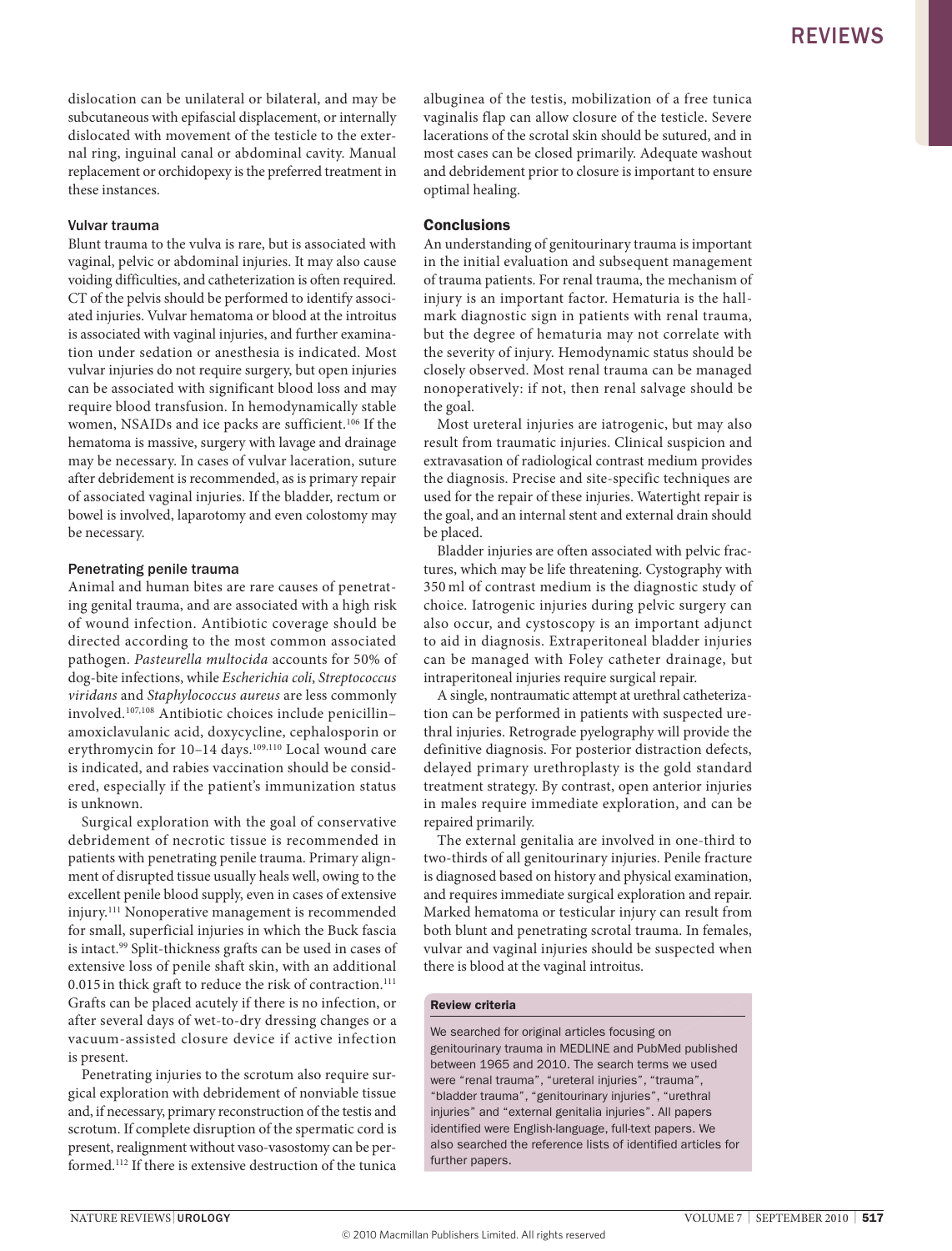dislocation can be unilateral or bilateral, and may be subcutaneous with epifascial displacement, or internally dislocated with movement of the testicle to the external ring, inguinal canal or abdominal cavity. Manual replacement or orchidopexy is the preferred treatment in these instances.

### Vulvar trauma

Blunt trauma to the vulva is rare, but is associated with vaginal, pelvic or abdominal injuries. It may also cause voiding difficulties, and catheterization is often required. CT of the pelvis should be performed to identify associated injuries. Vulvar hematoma or blood at the introitus is associated with vaginal injuries, and further examination under sedation or anesthesia is indicated. Most vulvar injuries do not require surgery, but open injuries can be associated with significant blood loss and may require blood transfusion. In hemodynamically stable women, NSAIDs and ice packs are sufficient.[106] If the hematoma is massive, surgery with lavage and drainage may be necessary. In cases of vulvar laceration, suture after debridement is recommended, as is primary repair of associated vaginal injuries. If the bladder, rectum or bowel is involved, laparotomy and even colostomy may be necessary.

### Penetrating penile trauma

Animal and human bites are rare causes of penetrating genital trauma, and are associated with a high risk of wound infection. Antibiotic coverage should be directed according to the most common associated pathogen. *Pasteurella multocida* accounts for 50% of dog-bite infections, while *Escherichia coli*, *Streptococcus viridans* and *Staphylococcus aureus* are less commonly involved.[107,108] Antibiotic choices include penicillin–amoxiclavulanic acid, doxycycline, cephalosporin or erythromycin for 10–14 days.[109,110] Local wound care is indicated, and rabies vaccination should be considered, especially if the patient's immunization status is unknown.

Surgical exploration with the goal of conservative debridement of necrotic tissue is recommended in patients with penetrating penile trauma. Primary alignment of disrupted tissue usually heals well, owing to the excellent penile blood supply, even in cases of extensive injury.[111] Nonoperative management is recommended for small, superficial injuries in which the Buck fascia is intact.[99] Split-thickness grafts can be used in cases of extensive loss of penile shaft skin, with an additional 0.015 in thick graft to reduce the risk of contraction.[111] Grafts can be placed acutely if there is no infection, or after several days of wet-to-dry dressing changes or a vacuum-assisted closure device if active infection is present.

Penetrating injuries to the scrotum also require surgical exploration with debridement of nonviable tissue and, if necessary, primary reconstruction of the testis and scrotum. If complete disruption of the spermatic cord is present, realignment without vaso-vasostomy can be performed.[112] If there is extensive destruction of the tunica albuginea of the testis, mobilization of a free tunica vaginalis flap can allow closure of the testicle. Severe lacerations of the scrotal skin should be sutured, and in most cases can be closed primarily. Adequate washout and debridement prior to closure is important to ensure optimal healing.

## Conclusions

An understanding of genitourinary trauma is important in the initial evaluation and subsequent management of trauma patients. For renal trauma, the mechanism of injury is an important factor. Hematuria is the hallmark diagnostic sign in patients with renal trauma, but the degree of hematuria may not correlate with the severity of injury. Hemodynamic status should be closely observed. Most renal trauma can be managed nonoperatively: if not, then renal salvage should be the goal.

Most ureteral injuries are iatrogenic, but may also result from traumatic injuries. Clinical suspicion and extravasation of radiological contrast medium provides the diagnosis. Precise and site-specific techniques are used for the repair of these injuries. Watertight repair is the goal, and an internal stent and external drain should be placed.

Bladder injuries are often associated with pelvic fractures, which may be life threatening. Cystography with 350 ml of contrast medium is the diagnostic study of choice. Iatrogenic injuries during pelvic surgery can also occur, and cystoscopy is an important adjunct to aid in diagnosis. Extraperitoneal bladder injuries can be managed with Foley catheter drainage, but intraperitoneal injuries require surgical repair.

A single, nontraumatic attempt at urethral catheterization can be performed in patients with suspected urethral injuries. Retrograde pyelography will provide the definitive diagnosis. For posterior distraction defects, delayed primary urethroplasty is the gold standard treatment strategy. By contrast, open anterior injuries in males require immediate exploration, and can be repaired primarily.

The external genitalia are involved in one-third to two-thirds of all genitourinary injuries. Penile fracture is diagnosed based on history and physical examination, and requires immediate surgical exploration and repair. Marked hematoma or testicular injury can result from both blunt and penetrating scrotal trauma. In females, vulvar and vaginal injuries should be suspected when there is blood at the vaginal introitus.

#### Review criteria

We searched for original articles focusing on genitourinary trauma in MEDLINE and PubMed published between 1965 and 2010. The search terms we used were "renal trauma", "ureteral injuries", "trauma", "bladder trauma", "genitourinary injuries", "urethral injuries" and "external genitalia injuries". All papers identified were English-language, full-text papers. We also searched the reference lists of identified articles for further papers.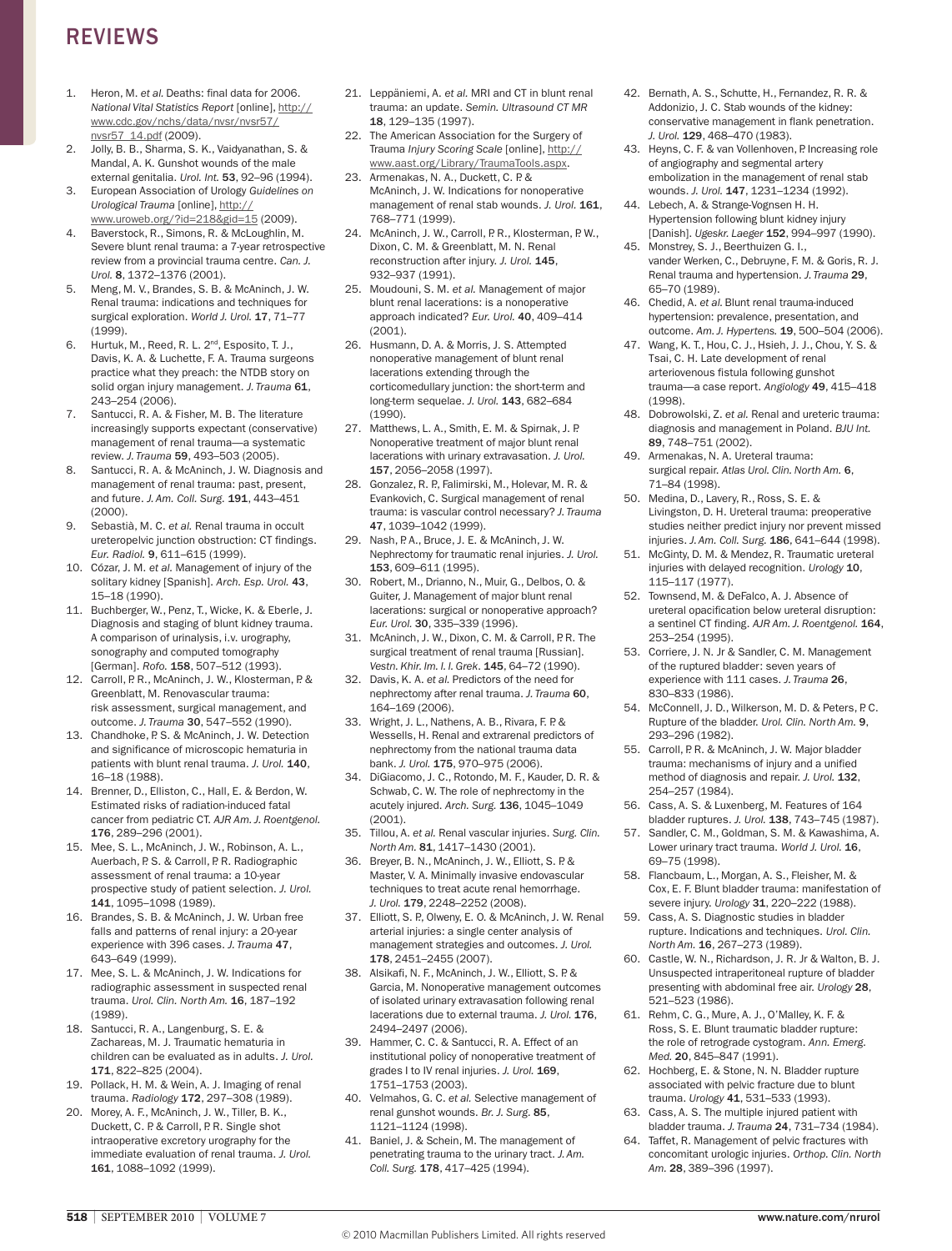1. Heron, M. *et al.* Deaths: final data for 2006. *National Vital Statistics Report* [online], http://www.cdc.gov/nchs/data/nvsr/nvsr57/nvsr57_14.pdf (2009).
2. Jolly, B. B., Sharma, S. K., Vaidyanathan, S. & Mandal, A. K. Gunshot wounds of the male external genitalia. *Urol. Int.* **53**, 92–96 (1994).
3. European Association of Urology *Guidelines on Urological Trauma* [online], http://www.uroweb.org/?id=218&gid=15 (2009).
4. Baverstock, R., Simons, R. & McLoughlin, M. Severe blunt renal trauma: a 7-year retrospective review from a provincial trauma centre. *Can. J. Urol.* **8**, 1372–1376 (2001).
5. Meng, M. V., Brandes, S. B. & McAninch, J. W. Renal trauma: indications and techniques for surgical exploration. *World J. Urol.* **17**, 71–77 (1999).
6. Hurtuk, M., Reed, R. L. 2nd, Esposito, T. J., Davis, K. A. & Luchette, F. A. Trauma surgeons practice what they preach: the NTDB story on solid organ injury management. *J. Trauma* **61**, 243–254 (2006).
7. Santucci, R. A. & Fisher, M. B. The literature increasingly supports expectant (conservative) management of renal trauma—a systematic review. *J. Trauma* **59**, 493–503 (2005).
8. Santucci, R. A. & McAninch, J. W. Diagnosis and management of renal trauma: past, present, and future. *J. Am. Coll. Surg.* **191**, 443–451 (2000).
9. Sebastià, M. C. *et al.* Renal trauma in occult ureteropelvic junction obstruction: CT findings. *Eur. Radiol.* **9**, 611–615 (1999).
10. Cózar, J. M. *et al.* Management of injury of the solitary kidney [Spanish]. *Arch. Esp. Urol.* **43**, 15–18 (1990).
11. Buchberger, W., Penz, T., Wicke, K. & Eberle, J. Diagnosis and staging of blunt kidney trauma. A comparison of urinalysis, i.v. urography, sonography and computed tomography [German]. *Rofo.* **158**, 507–512 (1993).
12. Carroll, P. R., McAninch, J. W., Klosterman, P. & Greenblatt, M. Renovascular trauma: risk assessment, surgical management, and outcome. *J. Trauma* **30**, 547–552 (1990).
13. Chandhoke, P. S. & McAninch, J. W. Detection and significance of microscopic hematuria in patients with blunt renal trauma. *J. Urol.* **140**, 16–18 (1988).
14. Brenner, D., Elliston, C., Hall, E. & Berdon, W. Estimated risks of radiation-induced fatal cancer from pediatric CT. *AJR Am. J. Roentgenol.* **176**, 289–296 (2001).
15. Mee, S. L., McAninch, J. W., Robinson, A. L., Auerbach, P. S. & Carroll, P. R. Radiographic assessment of renal trauma: a 10-year prospective study of patient selection. *J. Urol.* **141**, 1095–1098 (1989).
16. Brandes, S. B. & McAninch, J. W. Urban free falls and patterns of renal injury: a 20-year experience with 396 cases. *J. Trauma* **47**, 643–649 (1999).
17. Mee, S. L. & McAninch, J. W. Indications for radiographic assessment in suspected renal trauma. *Urol. Clin. North Am.* **16**, 187–192 (1989).
18. Santucci, R. A., Langenburg, S. E. & Zachareas, M. J. Traumatic hematuria in children can be evaluated as in adults. *J. Urol.* **171**, 822–825 (2004).
19. Pollack, H. M. & Wein, A. J. Imaging of renal trauma. *Radiology* **172**, 297–308 (1989).
20. Morey, A. F., McAninch, J. W., Tiller, B. K., Duckett, C. P. & Carroll, P. R. Single shot intraoperative excretory urography for the immediate evaluation of renal trauma. *J. Urol.* **161**, 1088–1092 (1999).
21. Leppäniemi, A. *et al.* MRI and CT in blunt renal trauma: an update. *Semin. Ultrasound CT MR* **18**, 129–135 (1997).
22. The American Association for the Surgery of Trauma *Injury Scoring Scale* [online], http://www.aast.org/Library/TraumaTools.aspx.
23. Armenakas, N. A., Duckett, C. P. & McAninch, J. W. Indications for nonoperative management of renal stab wounds. *J. Urol.* **161**, 768–771 (1999).
24. McAninch, J. W., Carroll, P. R., Klosterman, P. W., Dixon, C. M. & Greenblatt, M. N. Renal reconstruction after injury. *J. Urol.* **145**, 932–937 (1991).
25. Moudouni, S. M. *et al.* Management of major blunt renal lacerations: is a nonoperative approach indicated? *Eur. Urol.* **40**, 409–414 (2001).
26. Husmann, D. A. & Morris, J. S. Attempted nonoperative management of blunt renal lacerations extending through the corticomedullary junction: the short-term and long-term sequelae. *J. Urol.* **143**, 682–684 (1990).
27. Matthews, L. A., Smith, E. M. & Spirnak, J. P. Nonoperative treatment of major blunt renal lacerations with urinary extravasation. *J. Urol.* **157**, 2056–2058 (1997).
28. Gonzalez, R. P., Falimirski, M., Holevar, M. R. & Evankovich, C. Surgical management of renal trauma: is vascular control necessary? *J. Trauma* **47**, 1039–1042 (1999).
29. Nash, P. A., Bruce, J. E. & McAninch, J. W. Nephrectomy for traumatic renal injuries. *J. Urol.* **153**, 609–611 (1995).
30. Robert, M., Drianno, N., Muir, G., Delbos, O. & Guiter, J. Management of major blunt renal lacerations: surgical or nonoperative approach? *Eur. Urol.* **30**, 335–339 (1996).
31. McAninch, J. W., Dixon, C. M. & Carroll, P. R. The surgical treatment of renal trauma [Russian]. *Vestn. Khir. Im. I. I. Grek.* **145**, 64–72 (1990).
32. Davis, K. A. *et al.* Predictors of the need for nephrectomy after renal trauma. *J. Trauma* **60**, 164–169 (2006).
33. Wright, J. L., Nathens, A. B., Rivara, F. P. & Wessells, H. Renal and extrarenal predictors of nephrectomy from the national trauma data bank. *J. Urol.* **175**, 970–975 (2006).
34. DiGiacomo, J. C., Rotondo, M. F., Kauder, D. R. & Schwab, C. W. The role of nephrectomy in the acutely injured. *Arch. Surg.* **136**, 1045–1049 (2001).
35. Tillou, A. *et al.* Renal vascular injuries. *Surg. Clin. North Am.* **81**, 1417–1430 (2001).
36. Breyer, B. N., McAninch, J. W., Elliott, S. P. & Master, V. A. Minimally invasive endovascular techniques to treat acute renal hemorrhage. *J. Urol.* **179**, 2248–2252 (2008).
37. Elliott, S. P., Olweny, E. O. & McAninch, J. W. Renal arterial injuries: a single center analysis of management strategies and outcomes. *J. Urol.* **178**, 2451–2455 (2007).
38. Alsikafi, N. F., McAninch, J. W., Elliott, S. P. & Garcia, M. Nonoperative management outcomes of isolated urinary extravasation following renal lacerations due to external trauma. *J. Urol.* **176**, 2494–2497 (2006).
39. Hammer, C. C. & Santucci, R. A. Effect of an institutional policy of nonoperative treatment of grades I to IV renal injuries. *J. Urol.* **169**, 1751–1753 (2003).
40. Velmahos, G. C. *et al.* Selective management of renal gunshot wounds. *Br. J. Surg.* **85**, 1121–1124 (1998).
41. Baniel, J. & Schein, M. The management of penetrating trauma to the urinary tract. *J. Am. Coll. Surg.* **178**, 417–425 (1994).
42. Bernath, A. S., Schutte, H., Fernandez, R. R. & Addonizio, J. C. Stab wounds of the kidney: conservative management in flank penetration. *J. Urol.* **129**, 468–470 (1983).
43. Heyns, C. F. & van Vollenhoven, P. Increasing role of angiography and segmental artery embolization in the management of renal stab wounds. *J. Urol.* **147**, 1231–1234 (1992).
44. Lebech, A. & Strange-Vognsen H. H. Hypertension following blunt kidney injury [Danish]. *Ugeskr. Laeger* **152**, 994–997 (1990).
45. Monstrey, S. J., Beerthuizen G. I., vander Werken, C., Debruyne, F. M. & Goris, R. J. Renal trauma and hypertension. *J. Trauma* **29**, 65–70 (1989).
46. Chedid, A. *et al.* Blunt renal trauma-induced hypertension: prevalence, presentation, and outcome. *Am. J. Hypertens.* **19**, 500–504 (2006).
47. Wang, K. T., Hou, C. J., Hsieh, J. J., Chou, Y. S. & Tsai, C. H. Late development of renal arteriovenous fistula following gunshot trauma—a case report. *Angiology* **49**, 415–418 (1998).
48. Dobrowolski, Z. *et al.* Renal and ureteric trauma: diagnosis and management in Poland. *BJU Int.* **89**, 748–751 (2002).
49. Armenakas, N. A. Ureteral trauma: surgical repair. *Atlas Urol. Clin. North Am.* **6**, 71–84 (1998).
50. Medina, D., Lavery, R., Ross, S. E. & Livingston, D. H. Ureteral trauma: preoperative studies neither predict injury nor prevent missed injuries. *J. Am. Coll. Surg.* **186**, 641–644 (1998).
51. McGinty, D. M. & Mendez, R. Traumatic ureteral injuries with delayed recognition. *Urology* **10**, 115–117 (1977).
52. Townsend, M. & DeFalco, A. J. Absence of ureteral opacification below ureteral disruption: a sentinel CT finding. *AJR Am. J. Roentgenol.* **164**, 253–254 (1995).
53. Corriere, J. N. Jr & Sandler, C. M. Management of the ruptured bladder: seven years of experience with 111 cases. *J. Trauma* **26**, 830–833 (1986).
54. McConnell, J. D., Wilkerson, M. D. & Peters, P. C. Rupture of the bladder. *Urol. Clin. North Am.* **9**, 293–296 (1982).
55. Carroll, P. R. & McAninch, J. W. Major bladder trauma: mechanisms of injury and a unified method of diagnosis and repair. *J. Urol.* **132**, 254–257 (1984).
56. Cass, A. S. & Luxenberg, M. Features of 164 bladder ruptures. *J. Urol.* **138**, 743–745 (1987).
57. Sandler, C. M., Goldman, S. M. & Kawashima, A. Lower urinary tract trauma. *World J. Urol.* **16**, 69–75 (1998).
58. Flancbaum, L., Morgan, A. S., Fleisher, M. & Cox, E. F. Blunt bladder trauma: manifestation of severe injury. *Urology* **31**, 220–222 (1988).
59. Cass, A. S. Diagnostic studies in bladder rupture. Indications and techniques. *Urol. Clin. North Am.* **16**, 267–273 (1989).
60. Castle, W. N., Richardson, J. R. Jr & Walton, B. J. Unsuspected intraperitoneal rupture of bladder presenting with abdominal free air. *Urology* **28**, 521–523 (1986).
61. Rehm, C. G., Mure, A. J., O'Malley, K. F. & Ross, S. E. Blunt traumatic bladder rupture: the role of retrograde cystogram. *Ann. Emerg. Med.* **20**, 845–847 (1991).
62. Hochberg, E. & Stone, N. N. Bladder rupture associated with pelvic fracture due to blunt trauma. *Urology* **41**, 531–533 (1993).
63. Cass, A. S. The multiple injured patient with bladder trauma. *J. Trauma* **24**, 731–734 (1984).
64. Taffet, R. Management of pelvic fractures with concomitant urologic injuries. *Orthop. Clin. North Am.* **28**, 389–396 (1997).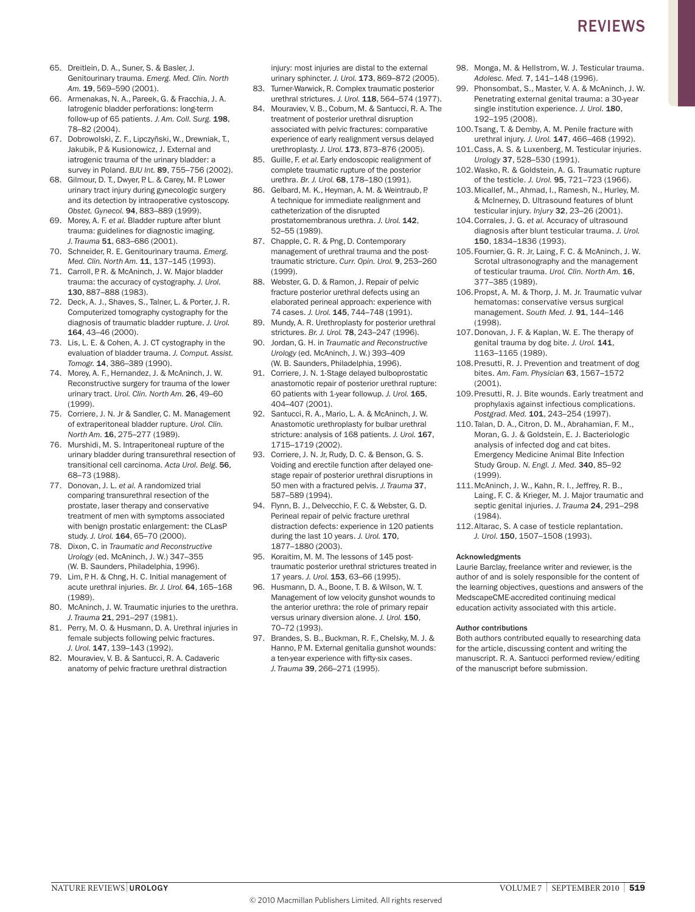65. Dreitlein, D. A., Suner, S. & Basler, J. Genitourinary trauma. *Emerg. Med. Clin. North Am.* **19**, 569–590 (2001).
66. Armenakas, N. A., Pareek, G. & Fracchia, J. A. Iatrogenic bladder perforations: long-term follow-up of 65 patients. *J. Am. Coll. Surg.* **198**, 78–82 (2004).
67. Dobrowolski, Z. F., Lipczyñski, W., Drewniak, T., Jakubik, P. & Kusionowicz, J. External and iatrogenic trauma of the urinary bladder: a survey in Poland. *BJU Int.* **89**, 755–756 (2002).
68. Gilmour, D. T., Dwyer, P. L. & Carey, M. P. Lower urinary tract injury during gynecologic surgery and its detection by intraoperative cystoscopy. *Obstet. Gynecol.* **94**, 883–889 (1999).
69. Morey, A. F. *et al.* Bladder rupture after blunt trauma: guidelines for diagnostic imaging. *J. Trauma* **51**, 683–686 (2001).
70. Schneider, R. E. Genitourinary trauma. *Emerg. Med. Clin. North Am.* **11**, 137–145 (1993).
71. Carroll, P. R. & McAninch, J. W. Major bladder trauma: the accuracy of cystography. *J. Urol.* **130**, 887–888 (1983).
72. Deck, A. J., Shaves, S., Talner, L. & Porter, J. R. Computerized tomography cystography for the diagnosis of traumatic bladder rupture. *J. Urol.* **164**, 43–46 (2000).
73. Lis, L. E. & Cohen, A. J. CT cystography in the evaluation of bladder trauma. *J. Comput. Assist. Tomogr.* **14**, 386–389 (1990).
74. Morey, A. F., Hernandez, J. & McAninch, J. W. Reconstructive surgery for trauma of the lower urinary tract. *Urol. Clin. North Am.* **26**, 49–60 (1999).
75. Corriere, J. N. Jr & Sandler, C. M. Management of extraperitoneal bladder rupture. *Urol. Clin. North Am.* **16**, 275–277 (1989).
76. Murshidi, M. S. Intraperitoneal rupture of the urinary bladder during transurethral resection of transitional cell carcinoma. *Acta Urol. Belg.* **56**, 68–73 (1988).
77. Donovan, J. L. *et al.* A randomized trial comparing transurethral resection of the prostate, laser therapy and conservative treatment of men with symptoms associated with benign prostatic enlargement: the CLasP study. *J. Urol.* **164**, 65–70 (2000).
78. Dixon, C. in *Traumatic and Reconstructive Urology* (ed. McAninch, J. W.) 347–355 (W. B. Saunders, Philadelphia, 1996).
79. Lim, P. H. & Chng, H. C. Initial management of acute urethral injuries. *Br. J. Urol.* **64**, 165–168 (1989).
80. McAninch, J. W. Traumatic injuries to the urethra. *J. Trauma* **21**, 291–297 (1981).
81. Perry, M. O. & Husmann, D. A. Urethral injuries in female subjects following pelvic fractures. *J. Urol.* **147**, 139–143 (1992).
82. Mouraviev, V. B. & Santucci, R. A. Cadaveric anatomy of pelvic fracture urethral distraction injury: most injuries are distal to the external urinary sphincter. *J. Urol.* **173**, 869–872 (2005).
83. Turner-Warwick, R. Complex traumatic posterior urethral strictures. *J. Urol.* **118**, 564–574 (1977).
84. Mouraviev, V. B., Coburn, M. & Santucci, R. A. The treatment of posterior urethral disruption associated with pelvic fractures: comparative experience of early realignment versus delayed urethroplasty. *J. Urol.* **173**, 873–876 (2005).
85. Guille, F. *et al.* Early endoscopic realignment of complete traumatic rupture of the posterior urethra. *Br. J. Urol.* **68**, 178–180 (1991).
86. Gelbard, M. K., Heyman, A. M. & Weintraub, P. A technique for immediate realignment and catheterization of the disrupted prostatomembranous urethra. *J. Urol.* **142**, 52–55 (1989).
87. Chapple, C. R. & Png, D. Contemporary management of urethral trauma and the post-traumatic stricture. *Curr. Opin. Urol.* **9**, 253–260 (1999).
88. Webster, G. D. & Ramon, J. Repair of pelvic fracture posterior urethral defects using an elaborated perineal approach: experience with 74 cases. *J. Urol.* **145**, 744–748 (1991).
89. Mundy, A. R. Urethroplasty for posterior urethral strictures. *Br. J. Urol.* **78**, 243–247 (1996).
90. Jordan, G. H. in *Traumatic and Reconstructive Urology* (ed. McAninch, J. W.) 393–409 (W. B. Saunders, Philadelphia, 1996).
91. Corriere, J. N. 1-Stage delayed bulboprostatic anastomotic repair of posterior urethral rupture: 60 patients with 1-year followup. *J. Urol.* **165**, 404–407 (2001).
92. Santucci, R. A., Mario, L. A. & McAninch, J. W. Anastomotic urethroplasty for bulbar urethral stricture: analysis of 168 patients. *J. Urol.* **167**, 1715–1719 (2002).
93. Corriere, J. N. Jr, Rudy, D. C. & Benson, G. S. Voiding and erectile function after delayed one-stage repair of posterior urethral disruptions in 50 men with a fractured pelvis. *J. Trauma* **37**, 587–589 (1994).
94. Flynn, B. J., Delvecchio, F. C. & Webster, G. D. Perineal repair of pelvic fracture urethral distraction defects: experience in 120 patients during the last 10 years. *J. Urol.* **170**, 1877–1880 (2003).
95. Koraitim, M. M. The lessons of 145 post-traumatic posterior urethral strictures treated in 17 years. *J. Urol.* **153**, 63–66 (1995).
96. Husmann, D. A., Boone, T. B. & Wilson, W. T. Management of low velocity gunshot wounds to the anterior urethra: the role of primary repair versus urinary diversion alone. *J. Urol.* **150**, 70–72 (1993).
97. Brandes, S. B., Buckman, R. F., Chelsky, M. J. & Hanno, P. M. External genitalia gunshot wounds: a ten-year experience with fifty-six cases. *J. Trauma* **39**, 266–271 (1995).
98. Monga, M. & Hellstrom, W. J. Testicular trauma. *Adolesc. Med.* **7**, 141–148 (1996).
99. Phonsombat, S., Master, V. A. & McAninch, J. W. Penetrating external genital trauma: a 30-year single institution experience. *J. Urol.* **180**, 192–195 (2008).
100. Tsang, T. & Demby, A. M. Penile fracture with urethral injury. *J. Urol.* **147**, 466–468 (1992).
101. Cass, A. S. & Luxenberg, M. Testicular injuries. *Urology* **37**, 528–530 (1991).
102. Wasko, R. & Goldstein, A. G. Traumatic rupture of the testicle. *J. Urol.* **95**, 721–723 (1966).
103. Micallef, M., Ahmad, I., Ramesh, N., Hurley, M. & McInerney, D. Ultrasound features of blunt testicular injury. *Injury* **32**, 23–26 (2001).
104. Corrales, J. G. *et al.* Accuracy of ultrasound diagnosis after blunt testicular trauma. *J. Urol.* **150**, 1834–1836 (1993).
105. Fournier, G. R. Jr, Laing, F. C. & McAninch, J. W. Scrotal ultrasonography and the management of testicular trauma. *Urol. Clin. North Am.* **16**, 377–385 (1989).
106. Propst, A. M. & Thorp, J. M. Jr. Traumatic vulvar hematomas: conservative versus surgical management. *South Med. J.* **91**, 144–146 (1998).
107. Donovan, J. F. & Kaplan, W. E. The therapy of genital trauma by dog bite. *J. Urol.* **141**, 1163–1165 (1989).
108. Presutti, R. J. Prevention and treatment of dog bites. *Am. Fam. Physician* **63**, 1567–1572 (2001).
109. Presutti, R. J. Bite wounds. Early treatment and prophylaxis against infectious complications. *Postgrad. Med.* **101**, 243–254 (1997).
110. Talan, D. A., Citron, D. M., Abrahamian, F. M., Moran, G. J. & Goldstein, E. J. Bacteriologic analysis of infected dog and cat bites. Emergency Medicine Animal Bite Infection Study Group. *N. Engl. J. Med.* **340**, 85–92 (1999).
111. McAninch, J. W., Kahn, R. I., Jeffrey, R. B., Laing, F. C. & Krieger, M. J. Major traumatic and septic genital injuries. *J. Trauma* **24**, 291–298 (1984).
112. Altarac, S. A case of testicle replantation. *J. Urol.* **150**, 1507–1508 (1993).

#### Acknowledgments

Laurie Barclay, freelance writer and reviewer, is the author of and is solely responsible for the content of the learning objectives, questions and answers of the MedscapeCME-accredited continuing medical education activity associated with this article.

#### Author contributions

Both authors contributed equally to researching data for the article, discussing content and writing the manuscript. R. A. Santucci performed review/editing of the manuscript before submission.